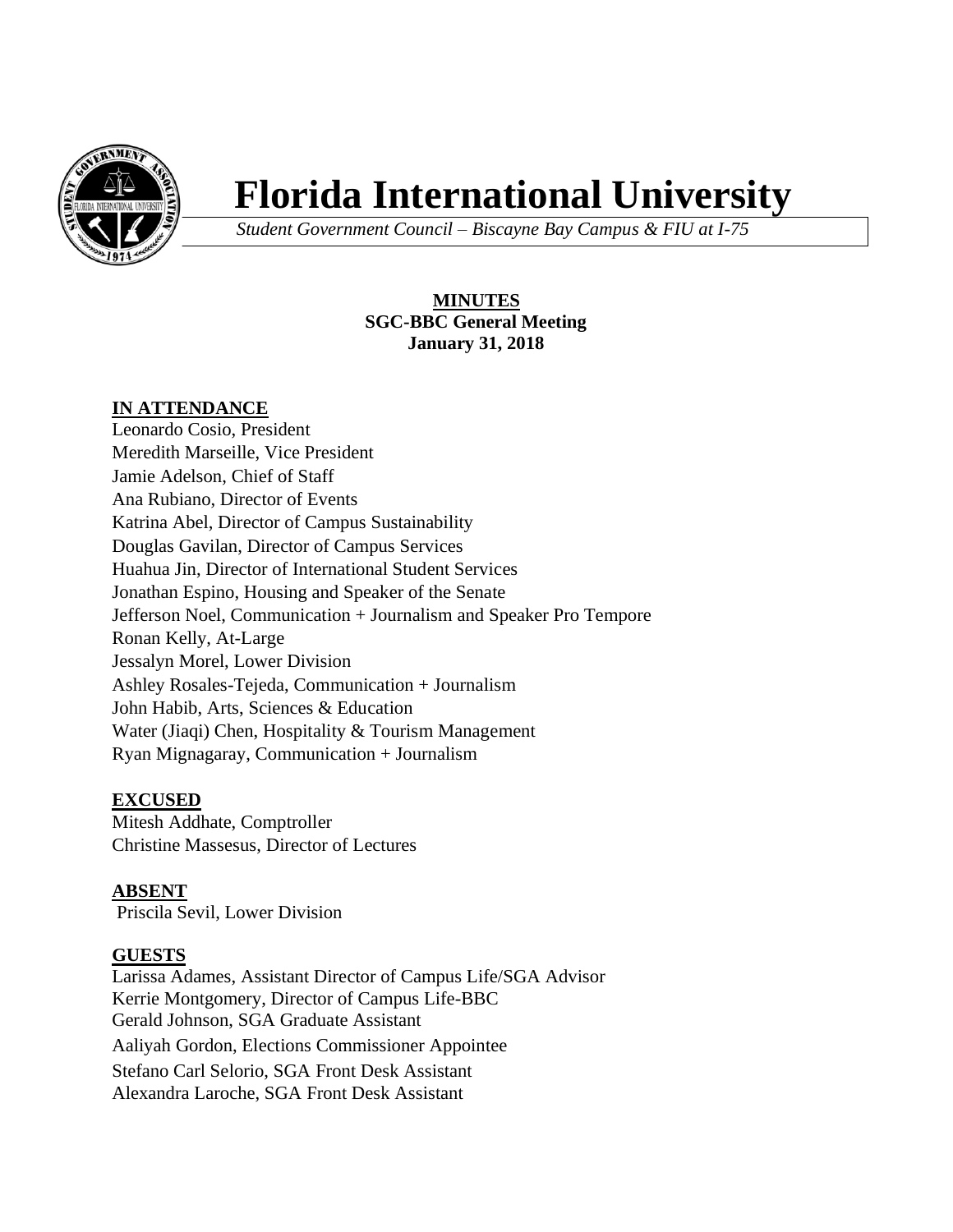# Florida International University

*Student Government Council – Biscayne Bay Campus & FIU at I-75*

**MINUTES**
**SGC-BBC General Meeting**
**January 31, 2018**

**IN ATTENDANCE**

Leonardo Cosio, President
Meredith Marseille, Vice President
Jamie Adelson, Chief of Staff
Ana Rubiano, Director of Events
Katrina Abel, Director of Campus Sustainability
Douglas Gavilan, Director of Campus Services
Huahua Jin, Director of International Student Services
Jonathan Espino, Housing and Speaker of the Senate
Jefferson Noel, Communication + Journalism and Speaker Pro Tempore
Ronan Kelly, At-Large
Jessalyn Morel, Lower Division
Ashley Rosales-Tejeda, Communication + Journalism
John Habib, Arts, Sciences & Education
Water (Jiaqi) Chen, Hospitality & Tourism Management
Ryan Mignagaray, Communication + Journalism

**EXCUSED**

Mitesh Addhate, Comptroller
Christine Massesus, Director of Lectures

**ABSENT**

Priscila Sevil, Lower Division

**GUESTS**

Larissa Adames, Assistant Director of Campus Life/SGA Advisor
Kerrie Montgomery, Director of Campus Life-BBC
Gerald Johnson, SGA Graduate Assistant
Aaliyah Gordon, Elections Commissioner Appointee
Stefano Carl Selorio, SGA Front Desk Assistant
Alexandra Laroche, SGA Front Desk Assistant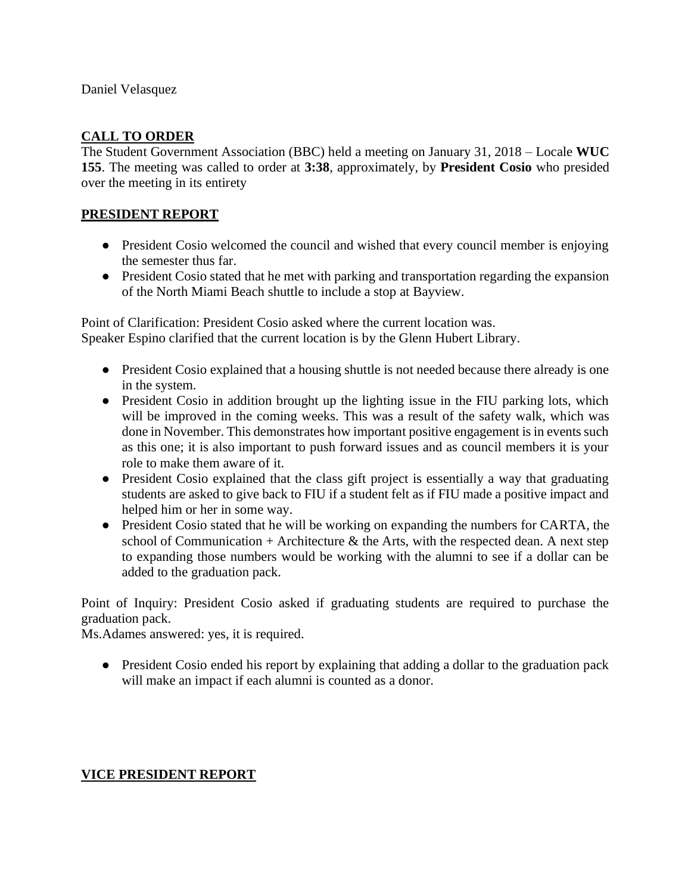Daniel Velasquez

## CALL TO ORDER

The Student Government Association (BBC) held a meeting on January 31, 2018 – Locale **WUC 155**. The meeting was called to order at **3:38**, approximately, by **President Cosio** who presided over the meeting in its entirety

## PRESIDENT REPORT

- President Cosio welcomed the council and wished that every council member is enjoying the semester thus far.
- President Cosio stated that he met with parking and transportation regarding the expansion of the North Miami Beach shuttle to include a stop at Bayview.

Point of Clarification: President Cosio asked where the current location was.
Speaker Espino clarified that the current location is by the Glenn Hubert Library.

- President Cosio explained that a housing shuttle is not needed because there already is one in the system.
- President Cosio in addition brought up the lighting issue in the FIU parking lots, which will be improved in the coming weeks. This was a result of the safety walk, which was done in November. This demonstrates how important positive engagement is in events such as this one; it is also important to push forward issues and as council members it is your role to make them aware of it.
- President Cosio explained that the class gift project is essentially a way that graduating students are asked to give back to FIU if a student felt as if FIU made a positive impact and helped him or her in some way.
- President Cosio stated that he will be working on expanding the numbers for CARTA, the school of Communication + Architecture & the Arts, with the respected dean. A next step to expanding those numbers would be working with the alumni to see if a dollar can be added to the graduation pack.

Point of Inquiry: President Cosio asked if graduating students are required to purchase the graduation pack.
Ms.Adames answered: yes, it is required.

- President Cosio ended his report by explaining that adding a dollar to the graduation pack will make an impact if each alumni is counted as a donor.

## VICE PRESIDENT REPORT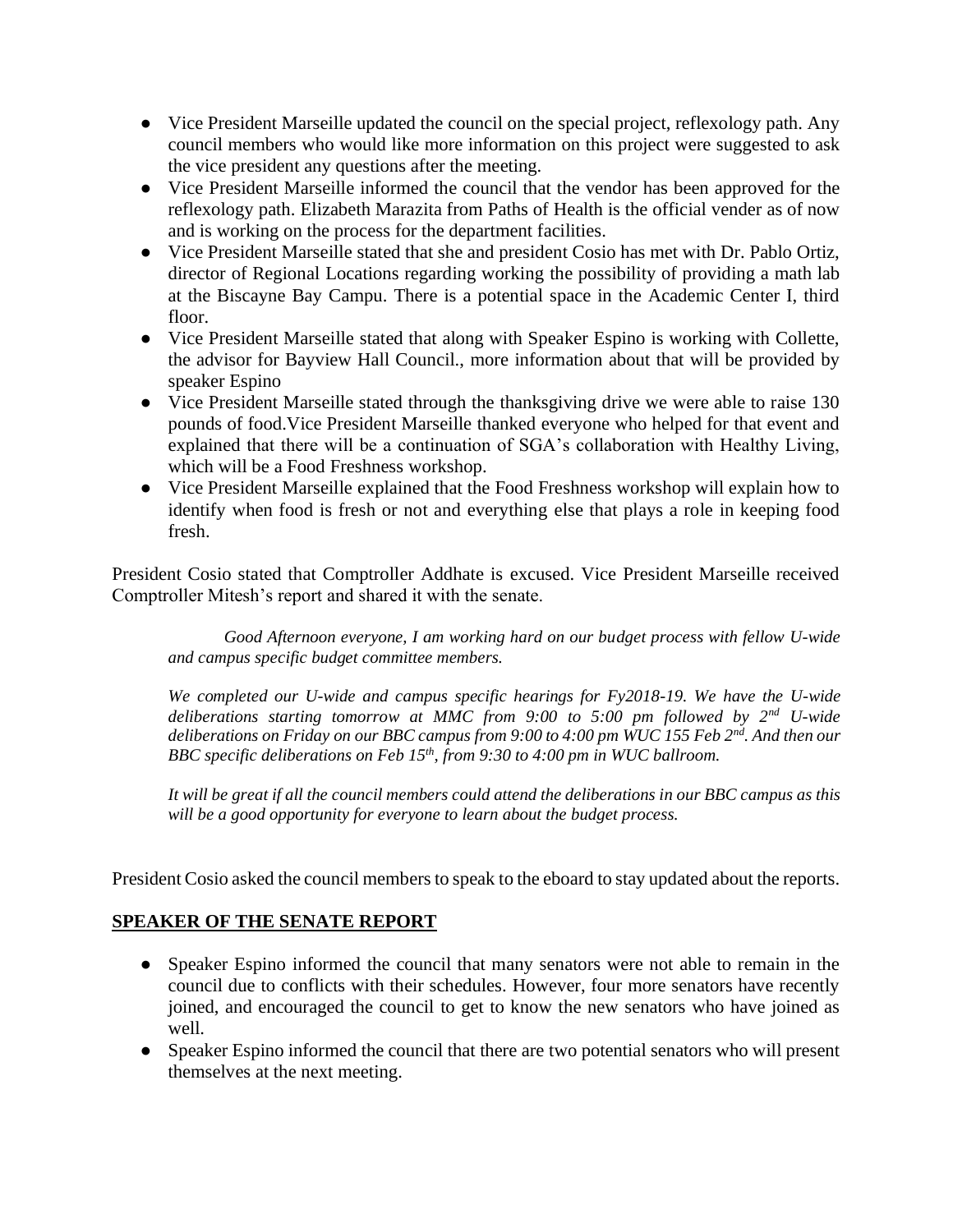- Vice President Marseille updated the council on the special project, reflexology path. Any council members who would like more information on this project were suggested to ask the vice president any questions after the meeting.
- Vice President Marseille informed the council that the vendor has been approved for the reflexology path. Elizabeth Marazita from Paths of Health is the official vender as of now and is working on the process for the department facilities.
- Vice President Marseille stated that she and president Cosio has met with Dr. Pablo Ortiz, director of Regional Locations regarding working the possibility of providing a math lab at the Biscayne Bay Campu. There is a potential space in the Academic Center I, third floor.
- Vice President Marseille stated that along with Speaker Espino is working with Collette, the advisor for Bayview Hall Council., more information about that will be provided by speaker Espino
- Vice President Marseille stated through the thanksgiving drive we were able to raise 130 pounds of food.Vice President Marseille thanked everyone who helped for that event and explained that there will be a continuation of SGA's collaboration with Healthy Living, which will be a Food Freshness workshop.
- Vice President Marseille explained that the Food Freshness workshop will explain how to identify when food is fresh or not and everything else that plays a role in keeping food fresh.

President Cosio stated that Comptroller Addhate is excused. Vice President Marseille received Comptroller Mitesh's report and shared it with the senate.

> *Good Afternoon everyone, I am working hard on our budget process with fellow U-wide and campus specific budget committee members.*
>
> *We completed our U-wide and campus specific hearings for Fy2018-19. We have the U-wide deliberations starting tomorrow at MMC from 9:00 to 5:00 pm followed by 2nd U-wide deliberations on Friday on our BBC campus from 9:00 to 4:00 pm WUC 155 Feb 2nd. And then our BBC specific deliberations on Feb 15th, from 9:30 to 4:00 pm in WUC ballroom.*
>
> *It will be great if all the council members could attend the deliberations in our BBC campus as this will be a good opportunity for everyone to learn about the budget process.*

President Cosio asked the council members to speak to the eboard to stay updated about the reports.

## SPEAKER OF THE SENATE REPORT

- Speaker Espino informed the council that many senators were not able to remain in the council due to conflicts with their schedules. However, four more senators have recently joined, and encouraged the council to get to know the new senators who have joined as well.
- Speaker Espino informed the council that there are two potential senators who will present themselves at the next meeting.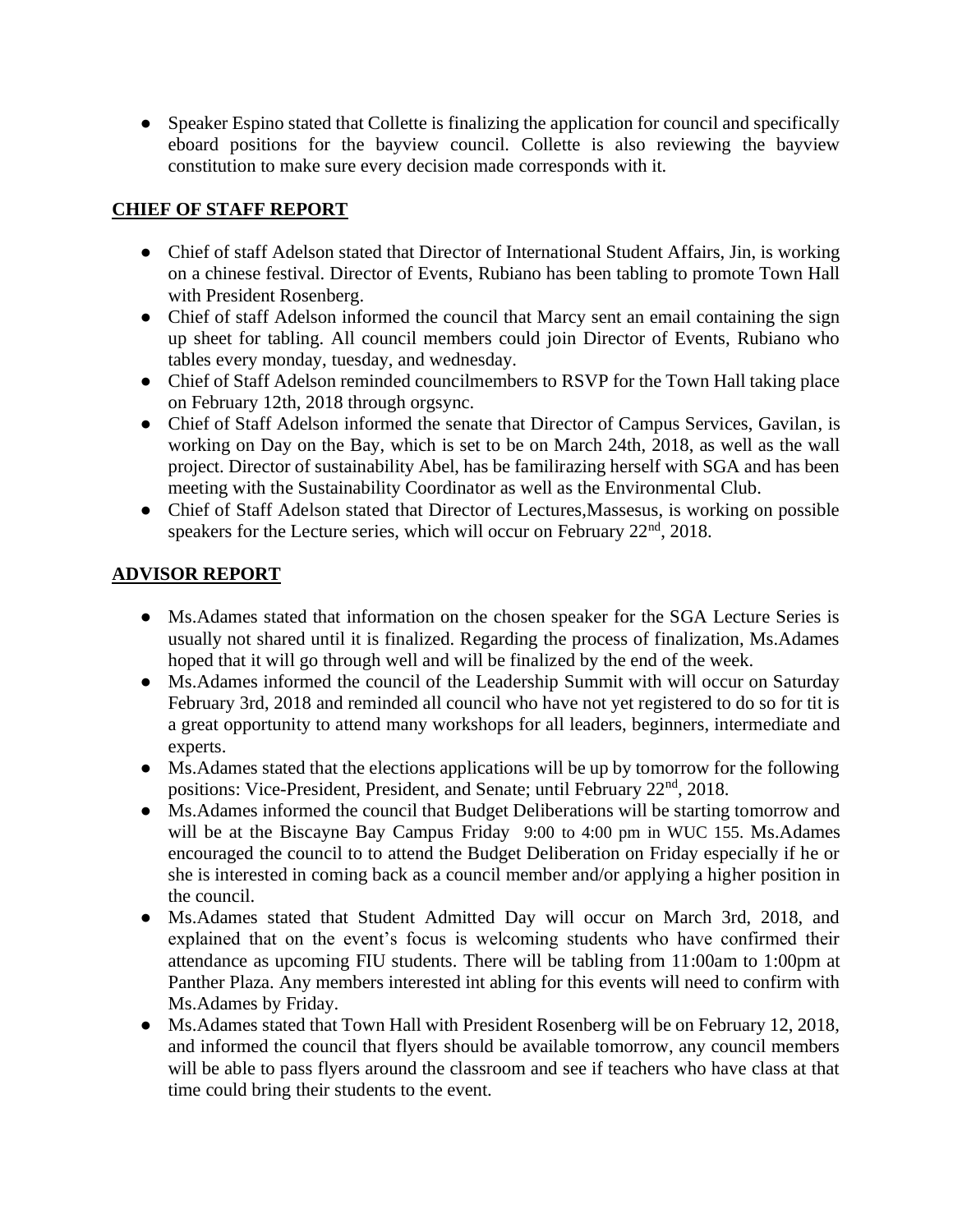- Speaker Espino stated that Collette is finalizing the application for council and specifically eboard positions for the bayview council. Collette is also reviewing the bayview constitution to make sure every decision made corresponds with it.

## CHIEF OF STAFF REPORT

- Chief of staff Adelson stated that Director of International Student Affairs, Jin, is working on a chinese festival. Director of Events, Rubiano has been tabling to promote Town Hall with President Rosenberg.
- Chief of staff Adelson informed the council that Marcy sent an email containing the sign up sheet for tabling. All council members could join Director of Events, Rubiano who tables every monday, tuesday, and wednesday.
- Chief of Staff Adelson reminded councilmembers to RSVP for the Town Hall taking place on February 12th, 2018 through orgsync.
- Chief of Staff Adelson informed the senate that Director of Campus Services, Gavilan, is working on Day on the Bay, which is set to be on March 24th, 2018, as well as the wall project. Director of sustainability Abel, has be familirazing herself with SGA and has been meeting with the Sustainability Coordinator as well as the Environmental Club.
- Chief of Staff Adelson stated that Director of Lectures,Massesus, is working on possible speakers for the Lecture series, which will occur on February 22nd, 2018.

## ADVISOR REPORT

- Ms.Adames stated that information on the chosen speaker for the SGA Lecture Series is usually not shared until it is finalized. Regarding the process of finalization, Ms.Adames hoped that it will go through well and will be finalized by the end of the week.
- Ms.Adames informed the council of the Leadership Summit with will occur on Saturday February 3rd, 2018 and reminded all council who have not yet registered to do so for tit is a great opportunity to attend many workshops for all leaders, beginners, intermediate and experts.
- Ms.Adames stated that the elections applications will be up by tomorrow for the following positions: Vice-President, President, and Senate; until February 22nd, 2018.
- Ms.Adames informed the council that Budget Deliberations will be starting tomorrow and will be at the Biscayne Bay Campus Friday 9:00 to 4:00 pm in WUC 155. Ms.Adames encouraged the council to to attend the Budget Deliberation on Friday especially if he or she is interested in coming back as a council member and/or applying a higher position in the council.
- Ms.Adames stated that Student Admitted Day will occur on March 3rd, 2018, and explained that on the event's focus is welcoming students who have confirmed their attendance as upcoming FIU students. There will be tabling from 11:00am to 1:00pm at Panther Plaza. Any members interested int abling for this events will need to confirm with Ms.Adames by Friday.
- Ms.Adames stated that Town Hall with President Rosenberg will be on February 12, 2018, and informed the council that flyers should be available tomorrow, any council members will be able to pass flyers around the classroom and see if teachers who have class at that time could bring their students to the event.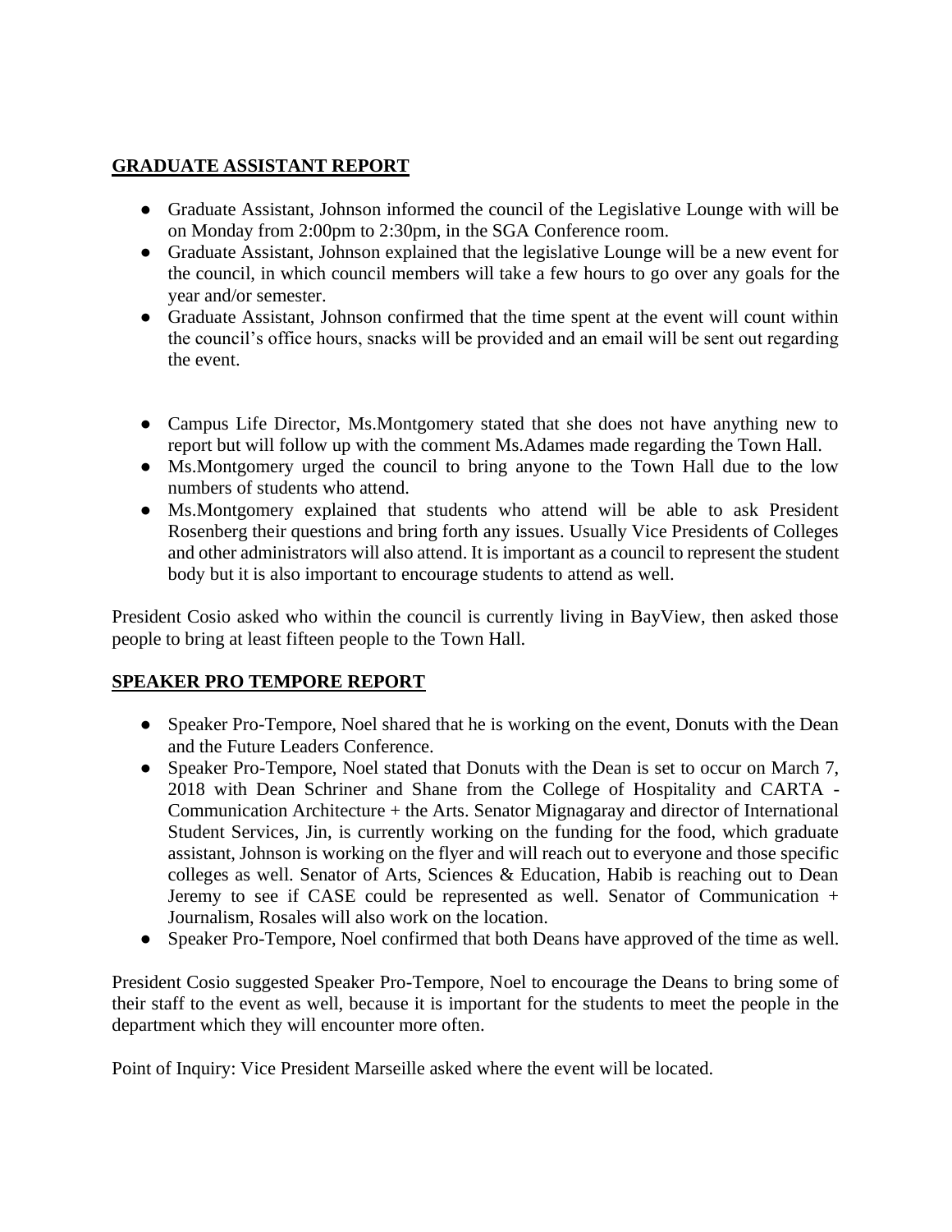## GRADUATE ASSISTANT REPORT

- Graduate Assistant, Johnson informed the council of the Legislative Lounge with will be on Monday from 2:00pm to 2:30pm, in the SGA Conference room.
- Graduate Assistant, Johnson explained that the legislative Lounge will be a new event for the council, in which council members will take a few hours to go over any goals for the year and/or semester.
- Graduate Assistant, Johnson confirmed that the time spent at the event will count within the council's office hours, snacks will be provided and an email will be sent out regarding the event.

- Campus Life Director, Ms.Montgomery stated that she does not have anything new to report but will follow up with the comment Ms.Adames made regarding the Town Hall.
- Ms.Montgomery urged the council to bring anyone to the Town Hall due to the low numbers of students who attend.
- Ms.Montgomery explained that students who attend will be able to ask President Rosenberg their questions and bring forth any issues. Usually Vice Presidents of Colleges and other administrators will also attend. It is important as a council to represent the student body but it is also important to encourage students to attend as well.

President Cosio asked who within the council is currently living in BayView, then asked those people to bring at least fifteen people to the Town Hall.

## SPEAKER PRO TEMPORE REPORT

- Speaker Pro-Tempore, Noel shared that he is working on the event, Donuts with the Dean and the Future Leaders Conference.
- Speaker Pro-Tempore, Noel stated that Donuts with the Dean is set to occur on March 7, 2018 with Dean Schriner and Shane from the College of Hospitality and CARTA - Communication Architecture + the Arts. Senator Mignagaray and director of International Student Services, Jin, is currently working on the funding for the food, which graduate assistant, Johnson is working on the flyer and will reach out to everyone and those specific colleges as well. Senator of Arts, Sciences & Education, Habib is reaching out to Dean Jeremy to see if CASE could be represented as well. Senator of Communication + Journalism, Rosales will also work on the location.
- Speaker Pro-Tempore, Noel confirmed that both Deans have approved of the time as well.

President Cosio suggested Speaker Pro-Tempore, Noel to encourage the Deans to bring some of their staff to the event as well, because it is important for the students to meet the people in the department which they will encounter more often.

Point of Inquiry: Vice President Marseille asked where the event will be located.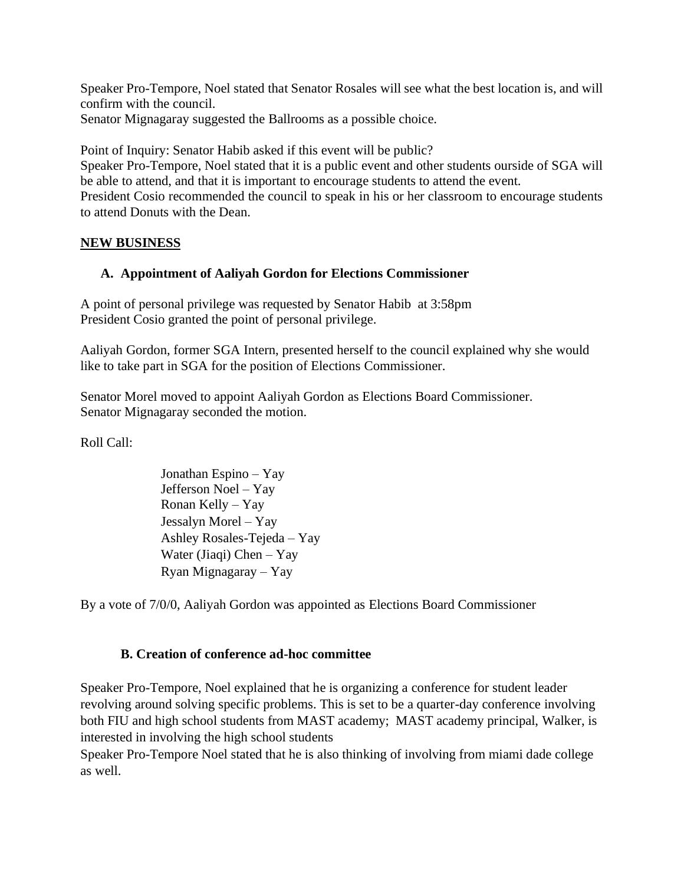Speaker Pro-Tempore, Noel stated that Senator Rosales will see what the best location is, and will confirm with the council.
Senator Mignagaray suggested the Ballrooms as a possible choice.

Point of Inquiry: Senator Habib asked if this event will be public?
Speaker Pro-Tempore, Noel stated that it is a public event and other students ourside of SGA will be able to attend, and that it is important to encourage students to attend the event.
President Cosio recommended the council to speak in his or her classroom to encourage students to attend Donuts with the Dean.

**NEW BUSINESS**

**A. Appointment of Aaliyah Gordon for Elections Commissioner**

A point of personal privilege was requested by Senator Habib at 3:58pm
President Cosio granted the point of personal privilege.

Aaliyah Gordon, former SGA Intern, presented herself to the council explained why she would like to take part in SGA for the position of Elections Commissioner.

Senator Morel moved to appoint Aaliyah Gordon as Elections Board Commissioner.
Senator Mignagaray seconded the motion.

Roll Call:

Jonathan Espino – Yay
Jefferson Noel – Yay
Ronan Kelly – Yay
Jessalyn Morel – Yay
Ashley Rosales-Tejeda – Yay
Water (Jiaqi) Chen – Yay
Ryan Mignagaray – Yay

By a vote of 7/0/0, Aaliyah Gordon was appointed as Elections Board Commissioner

**B. Creation of conference ad-hoc committee**

Speaker Pro-Tempore, Noel explained that he is organizing a conference for student leader revolving around solving specific problems. This is set to be a quarter-day conference involving both FIU and high school students from MAST academy; MAST academy principal, Walker, is interested in involving the high school students
Speaker Pro-Tempore Noel stated that he is also thinking of involving from miami dade college as well.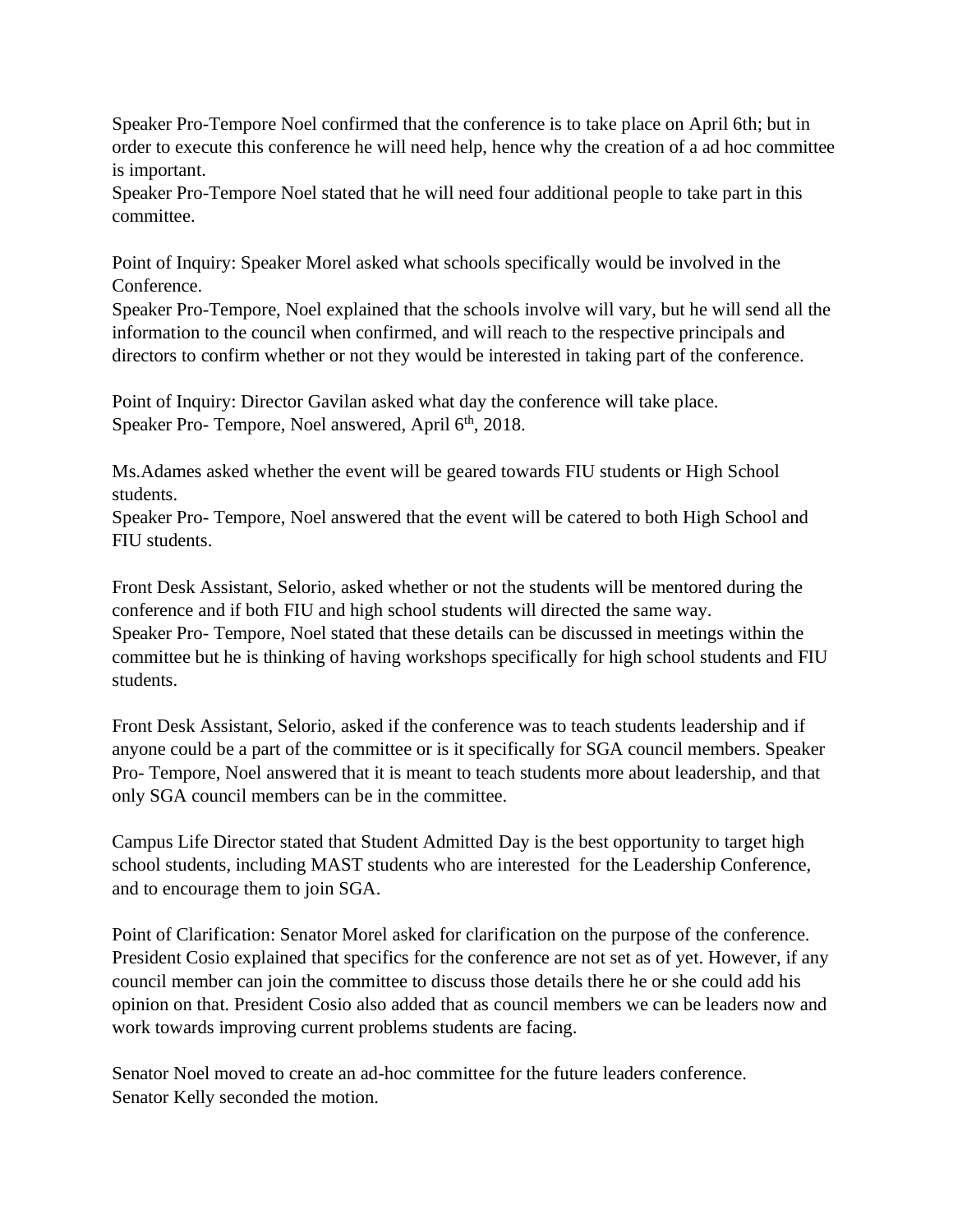Speaker Pro-Tempore Noel confirmed that the conference is to take place on April 6th; but in order to execute this conference he will need help, hence why the creation of a ad hoc committee is important.
Speaker Pro-Tempore Noel stated that he will need four additional people to take part in this committee.

Point of Inquiry: Speaker Morel asked what schools specifically would be involved in the Conference.
Speaker Pro-Tempore, Noel explained that the schools involve will vary, but he will send all the information to the council when confirmed, and will reach to the respective principals and directors to confirm whether or not they would be interested in taking part of the conference.

Point of Inquiry: Director Gavilan asked what day the conference will take place.
Speaker Pro- Tempore, Noel answered, April 6th, 2018.

Ms.Adames asked whether the event will be geared towards FIU students or High School students.
Speaker Pro- Tempore, Noel answered that the event will be catered to both High School and FIU students.

Front Desk Assistant, Selorio, asked whether or not the students will be mentored during the conference and if both FIU and high school students will directed the same way.
Speaker Pro- Tempore, Noel stated that these details can be discussed in meetings within the committee but he is thinking of having workshops specifically for high school students and FIU students.

Front Desk Assistant, Selorio, asked if the conference was to teach students leadership and if anyone could be a part of the committee or is it specifically for SGA council members. Speaker Pro- Tempore, Noel answered that it is meant to teach students more about leadership, and that only SGA council members can be in the committee.

Campus Life Director stated that Student Admitted Day is the best opportunity to target high school students, including MAST students who are interested for the Leadership Conference, and to encourage them to join SGA.

Point of Clarification: Senator Morel asked for clarification on the purpose of the conference. President Cosio explained that specifics for the conference are not set as of yet. However, if any council member can join the committee to discuss those details there he or she could add his opinion on that. President Cosio also added that as council members we can be leaders now and work towards improving current problems students are facing.

Senator Noel moved to create an ad-hoc committee for the future leaders conference.
Senator Kelly seconded the motion.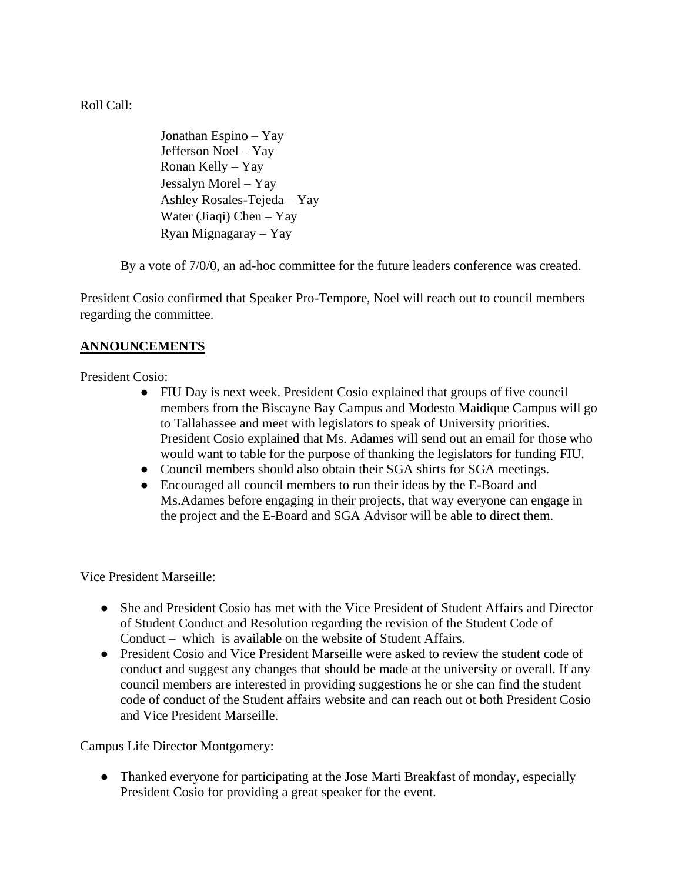Roll Call:

Jonathan Espino – Yay
Jefferson Noel – Yay
Ronan Kelly – Yay
Jessalyn Morel – Yay
Ashley Rosales-Tejeda – Yay
Water (Jiaqi) Chen – Yay
Ryan Mignagaray – Yay

By a vote of 7/0/0, an ad-hoc committee for the future leaders conference was created.

President Cosio confirmed that Speaker Pro-Tempore, Noel will reach out to council members regarding the committee.

## **ANNOUNCEMENTS**

President Cosio:

- FIU Day is next week. President Cosio explained that groups of five council members from the Biscayne Bay Campus and Modesto Maidique Campus will go to Tallahassee and meet with legislators to speak of University priorities. President Cosio explained that Ms. Adames will send out an email for those who would want to table for the purpose of thanking the legislators for funding FIU.
- Council members should also obtain their SGA shirts for SGA meetings.
- Encouraged all council members to run their ideas by the E-Board and Ms.Adames before engaging in their projects, that way everyone can engage in the project and the E-Board and SGA Advisor will be able to direct them.

Vice President Marseille:

- She and President Cosio has met with the Vice President of Student Affairs and Director of Student Conduct and Resolution regarding the revision of the Student Code of Conduct – which is available on the website of Student Affairs.
- President Cosio and Vice President Marseille were asked to review the student code of conduct and suggest any changes that should be made at the university or overall. If any council members are interested in providing suggestions he or she can find the student code of conduct of the Student affairs website and can reach out ot both President Cosio and Vice President Marseille.

Campus Life Director Montgomery:

- Thanked everyone for participating at the Jose Marti Breakfast of monday, especially President Cosio for providing a great speaker for the event.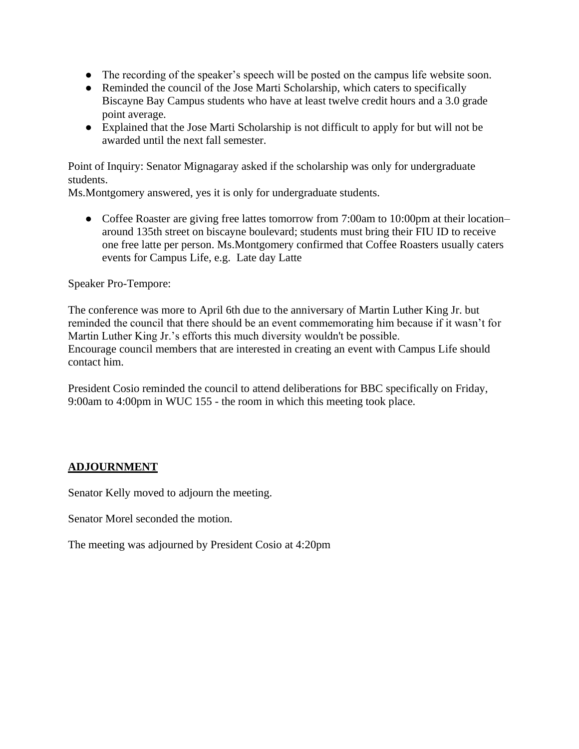- The recording of the speaker's speech will be posted on the campus life website soon.
- Reminded the council of the Jose Marti Scholarship, which caters to specifically Biscayne Bay Campus students who have at least twelve credit hours and a 3.0 grade point average.
- Explained that the Jose Marti Scholarship is not difficult to apply for but will not be awarded until the next fall semester.

Point of Inquiry: Senator Mignagaray asked if the scholarship was only for undergraduate students.
Ms.Montgomery answered, yes it is only for undergraduate students.

- Coffee Roaster are giving free lattes tomorrow from 7:00am to 10:00pm at their location– around 135th street on biscayne boulevard; students must bring their FIU ID to receive one free latte per person. Ms.Montgomery confirmed that Coffee Roasters usually caters events for Campus Life, e.g. Late day Latte

Speaker Pro-Tempore:

The conference was more to April 6th due to the anniversary of Martin Luther King Jr. but reminded the council that there should be an event commemorating him because if it wasn't for Martin Luther King Jr.'s efforts this much diversity wouldn't be possible.
Encourage council members that are interested in creating an event with Campus Life should contact him.

President Cosio reminded the council to attend deliberations for BBC specifically on Friday, 9:00am to 4:00pm in WUC 155 - the room in which this meeting took place.

**ADJOURNMENT**

Senator Kelly moved to adjourn the meeting.

Senator Morel seconded the motion.

The meeting was adjourned by President Cosio at 4:20pm